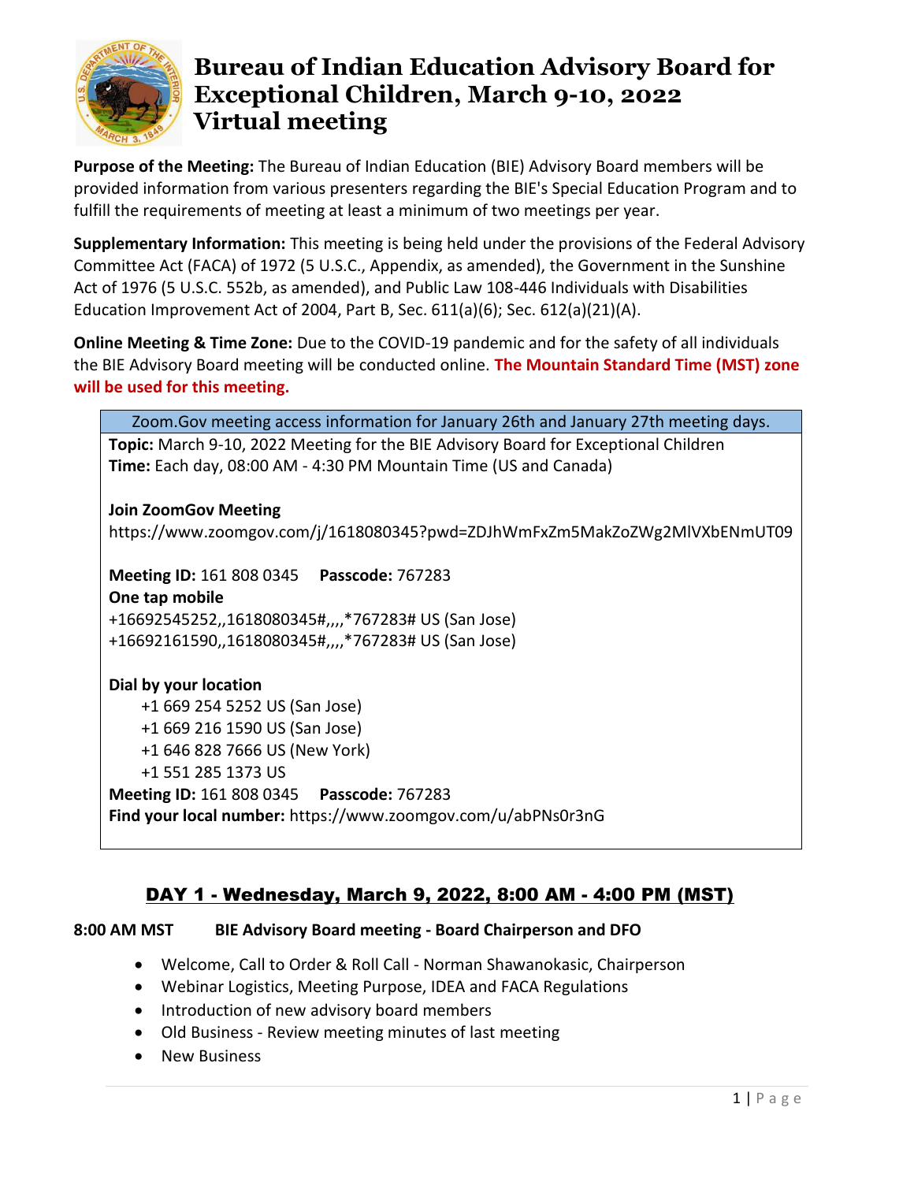# Bureau of Indian Education Advisory Board for Exceptional Children, March 9-10, 2022 Virtual meeting

**Purpose of the Meeting:** The Bureau of Indian Education (BIE) Advisory Board members will be provided information from various presenters regarding the BIE's Special Education Program and to fulfill the requirements of meeting at least a minimum of two meetings per year.

**Supplementary Information:** This meeting is being held under the provisions of the Federal Advisory Committee Act (FACA) of 1972 (5 U.S.C., Appendix, as amended), the Government in the Sunshine Act of 1976 (5 U.S.C. 552b, as amended), and Public Law 108-446 Individuals with Disabilities Education Improvement Act of 2004, Part B, Sec. 611(a)(6); Sec. 612(a)(21)(A).

**Online Meeting & Time Zone:** Due to the COVID-19 pandemic and for the safety of all individuals the BIE Advisory Board meeting will be conducted online. **The Mountain Standard Time (MST) zone will be used for this meeting.**

| Zoom.Gov meeting access information for January 26th and January 27th meeting days. |
|---|
| **Topic:** March 9-10, 2022 Meeting for the BIE Advisory Board for Exceptional Children<br>**Time:** Each day, 08:00 AM - 4:30 PM Mountain Time (US and Canada)<br><br>**Join ZoomGov Meeting**<br>https://www.zoomgov.com/j/1618080345?pwd=ZDJhWmFxZm5MakZoZWg2MlVXbENmUT09<br><br>**Meeting ID:** 161 808 0345 **Passcode:** 767283<br>**One tap mobile**<br>+16692545252,,1618080345#,,,,*767283# US (San Jose)<br>+16692161590,,1618080345#,,,,*767283# US (San Jose)<br><br>**Dial by your location**<br>+1 669 254 5252 US (San Jose)<br>+1 669 216 1590 US (San Jose)<br>+1 646 828 7666 US (New York)<br>+1 551 285 1373 US<br>**Meeting ID:** 161 808 0345 **Passcode:** 767283<br>**Find your local number:** https://www.zoomgov.com/u/abPNs0r3nG |

## DAY 1 - Wednesday, March 9, 2022, 8:00 AM - 4:00 PM (MST)

**8:00 AM MST BIE Advisory Board meeting - Board Chairperson and DFO**

- Welcome, Call to Order & Roll Call - Norman Shawanokasic, Chairperson
- Webinar Logistics, Meeting Purpose, IDEA and FACA Regulations
- Introduction of new advisory board members
- Old Business - Review meeting minutes of last meeting
- New Business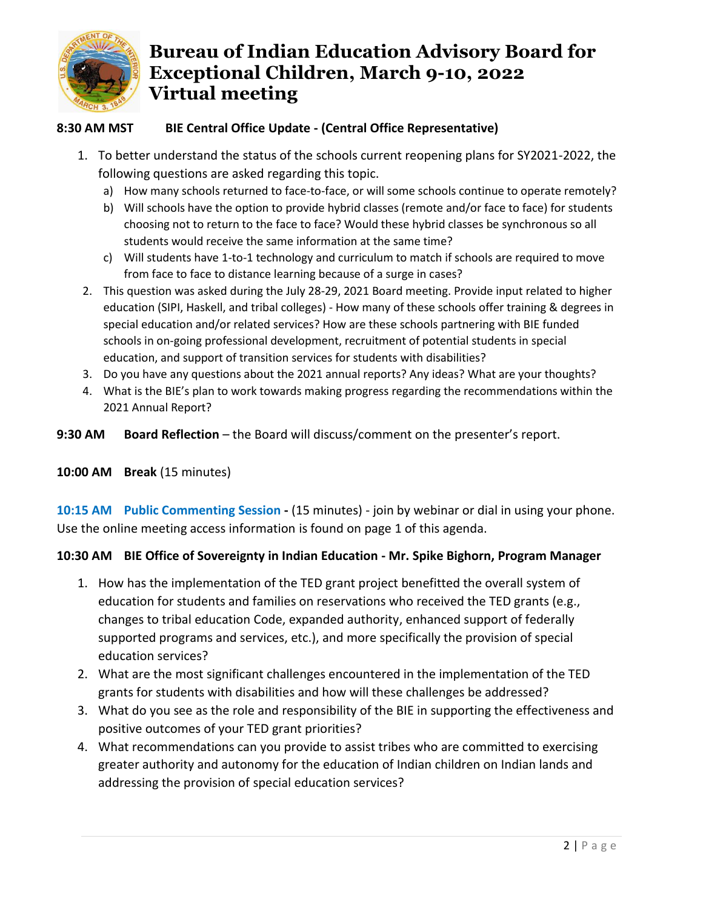# Bureau of Indian Education Advisory Board for Exceptional Children, March 9-10, 2022 Virtual meeting

**8:30 AM MST BIE Central Office Update - (Central Office Representative)**

1. To better understand the status of the schools current reopening plans for SY2021-2022, the following questions are asked regarding this topic.
   a) How many schools returned to face-to-face, or will some schools continue to operate remotely?
   b) Will schools have the option to provide hybrid classes (remote and/or face to face) for students choosing not to return to the face to face? Would these hybrid classes be synchronous so all students would receive the same information at the same time?
   c) Will students have 1-to-1 technology and curriculum to match if schools are required to move from face to face to distance learning because of a surge in cases?
2. This question was asked during the July 28-29, 2021 Board meeting. Provide input related to higher education (SIPI, Haskell, and tribal colleges) - How many of these schools offer training & degrees in special education and/or related services? How are these schools partnering with BIE funded schools in on-going professional development, recruitment of potential students in special education, and support of transition services for students with disabilities?
3. Do you have any questions about the 2021 annual reports? Any ideas? What are your thoughts?
4. What is the BIE's plan to work towards making progress regarding the recommendations within the 2021 Annual Report?

**9:30 AM Board Reflection** – the Board will discuss/comment on the presenter's report.

**10:00 AM Break** (15 minutes)

**10:15 AM Public Commenting Session -** (15 minutes) - join by webinar or dial in using your phone. Use the online meeting access information is found on page 1 of this agenda.

**10:30 AM BIE Office of Sovereignty in Indian Education - Mr. Spike Bighorn, Program Manager**

1. How has the implementation of the TED grant project benefitted the overall system of education for students and families on reservations who received the TED grants (e.g., changes to tribal education Code, expanded authority, enhanced support of federally supported programs and services, etc.), and more specifically the provision of special education services?
2. What are the most significant challenges encountered in the implementation of the TED grants for students with disabilities and how will these challenges be addressed?
3. What do you see as the role and responsibility of the BIE in supporting the effectiveness and positive outcomes of your TED grant priorities?
4. What recommendations can you provide to assist tribes who are committed to exercising greater authority and autonomy for the education of Indian children on Indian lands and addressing the provision of special education services?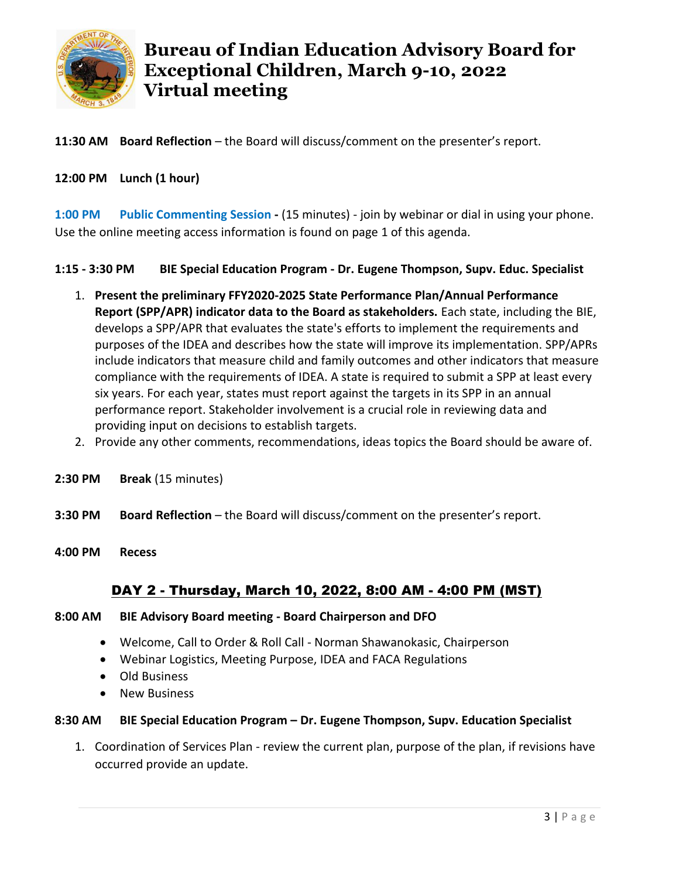# Bureau of Indian Education Advisory Board for Exceptional Children, March 9-10, 2022 Virtual meeting

**11:30 AM Board Reflection** – the Board will discuss/comment on the presenter's report.

**12:00 PM Lunch (1 hour)**

**1:00 PM Public Commenting Session -** (15 minutes) - join by webinar or dial in using your phone. Use the online meeting access information is found on page 1 of this agenda.

**1:15 - 3:30 PM BIE Special Education Program - Dr. Eugene Thompson, Supv. Educ. Specialist**

1. **Present the preliminary FFY2020-2025 State Performance Plan/Annual Performance Report (SPP/APR) indicator data to the Board as stakeholders.** Each state, including the BIE, develops a SPP/APR that evaluates the state's efforts to implement the requirements and purposes of the IDEA and describes how the state will improve its implementation. SPP/APRs include indicators that measure child and family outcomes and other indicators that measure compliance with the requirements of IDEA. A state is required to submit a SPP at least every six years. For each year, states must report against the targets in its SPP in an annual performance report. Stakeholder involvement is a crucial role in reviewing data and providing input on decisions to establish targets.
2. Provide any other comments, recommendations, ideas topics the Board should be aware of.

**2:30 PM Break** (15 minutes)

**3:30 PM Board Reflection** – the Board will discuss/comment on the presenter's report.

**4:00 PM Recess**

## DAY 2 - Thursday, March 10, 2022, 8:00 AM - 4:00 PM (MST)

**8:00 AM BIE Advisory Board meeting - Board Chairperson and DFO**

- Welcome, Call to Order & Roll Call - Norman Shawanokasic, Chairperson
- Webinar Logistics, Meeting Purpose, IDEA and FACA Regulations
- Old Business
- New Business

**8:30 AM BIE Special Education Program – Dr. Eugene Thompson, Supv. Education Specialist**

1. Coordination of Services Plan - review the current plan, purpose of the plan, if revisions have occurred provide an update.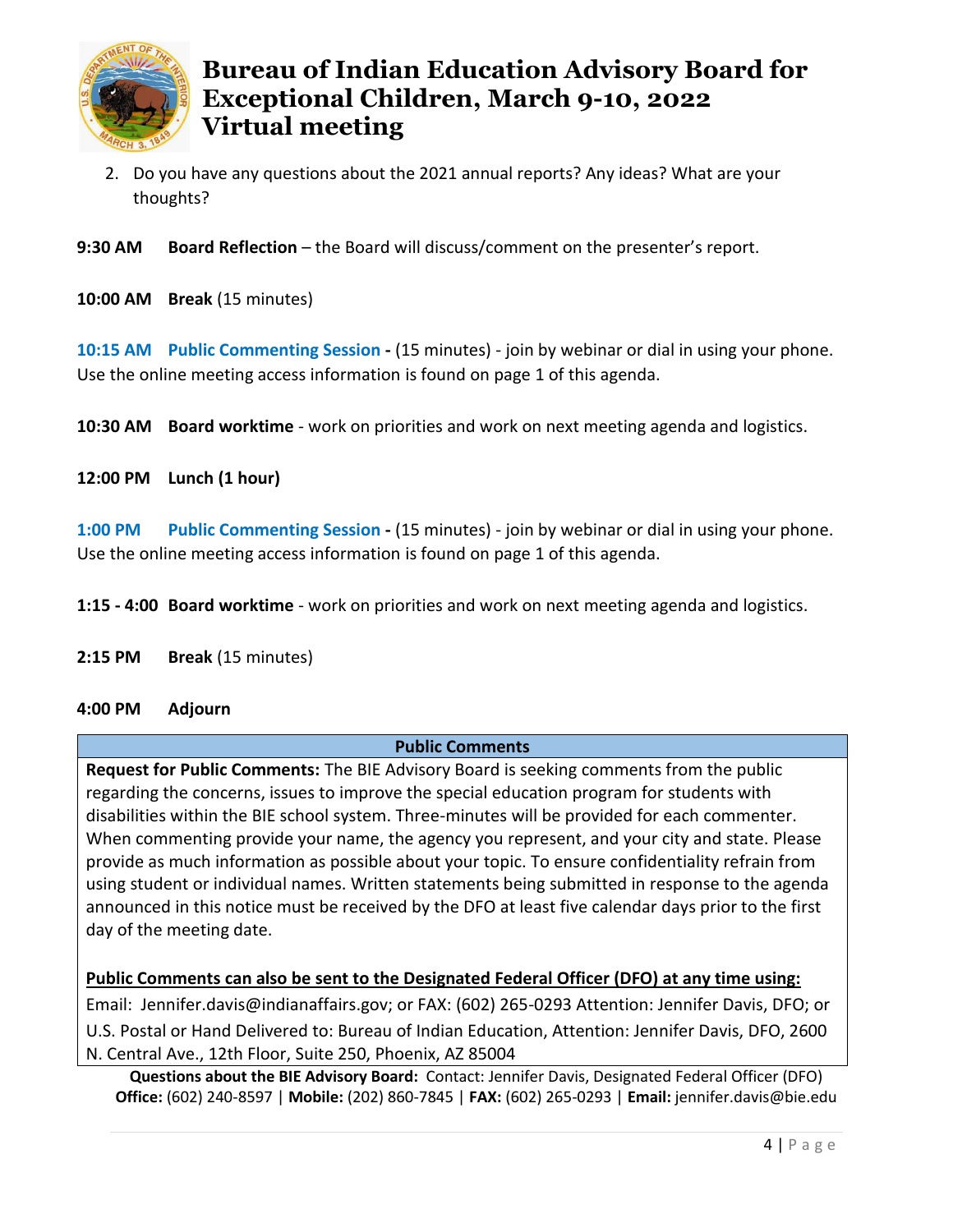2. Do you have any questions about the 2021 annual reports? Any ideas? What are your thoughts?

**9:30 AM** **Board Reflection** – the Board will discuss/comment on the presenter's report.

**10:00 AM** **Break** (15 minutes)

**10:15 AM** **Public Commenting Session -** (15 minutes) - join by webinar or dial in using your phone. Use the online meeting access information is found on page 1 of this agenda.

**10:30 AM** **Board worktime** - work on priorities and work on next meeting agenda and logistics.

**12:00 PM** **Lunch (1 hour)**

**1:00 PM** **Public Commenting Session -** (15 minutes) - join by webinar or dial in using your phone. Use the online meeting access information is found on page 1 of this agenda.

**1:15 - 4:00** **Board worktime** - work on priorities and work on next meeting agenda and logistics.

**2:15 PM** **Break** (15 minutes)

**4:00 PM** **Adjourn**

**Public Comments**

**Request for Public Comments:** The BIE Advisory Board is seeking comments from the public regarding the concerns, issues to improve the special education program for students with disabilities within the BIE school system. Three-minutes will be provided for each commenter. When commenting provide your name, the agency you represent, and your city and state. Please provide as much information as possible about your topic. To ensure confidentiality refrain from using student or individual names. Written statements being submitted in response to the agenda announced in this notice must be received by the DFO at least five calendar days prior to the first day of the meeting date.

**Public Comments can also be sent to the Designated Federal Officer (DFO) at any time using:**

Email: Jennifer.davis@indianaffairs.gov; or FAX: (602) 265-0293 Attention: Jennifer Davis, DFO; or U.S. Postal or Hand Delivered to: Bureau of Indian Education, Attention: Jennifer Davis, DFO, 2600 N. Central Ave., 12th Floor, Suite 250, Phoenix, AZ 85004

**Questions about the BIE Advisory Board:** Contact: Jennifer Davis, Designated Federal Officer (DFO)
**Office:** (602) 240-8597 | **Mobile:** (202) 860-7845 | **FAX:** (602) 265-0293 | **Email:** jennifer.davis@bie.edu